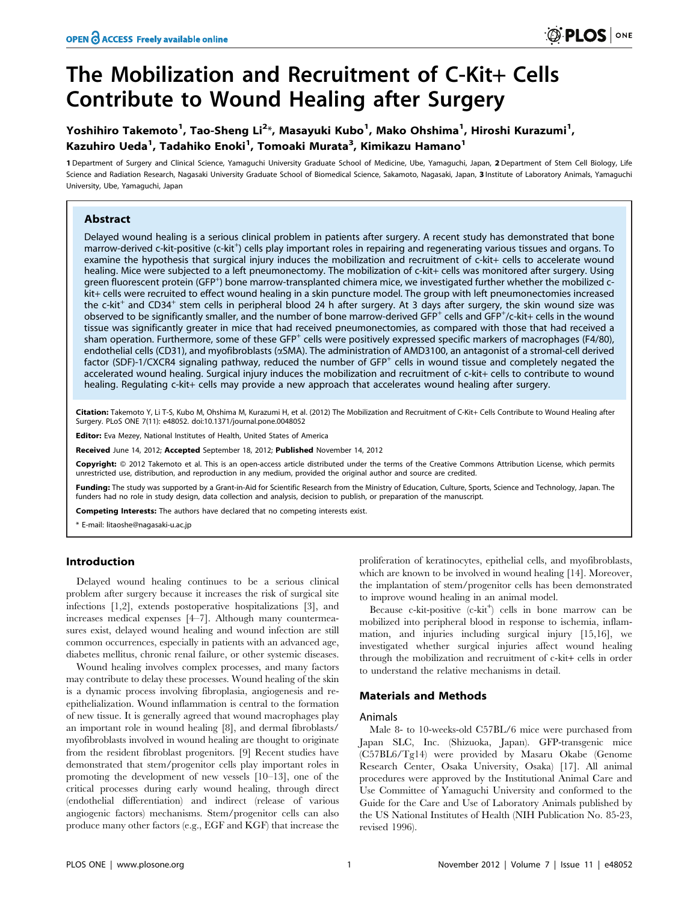# The Mobilization and Recruitment of C-Kit+ Cells Contribute to Wound Healing after Surgery

Yoshihiro Takemoto[1], Tao-Sheng Li[2]*, Masayuki Kubo[1], Mako Ohshima[1], Hiroshi Kurazumi[1], Kazuhiro Ueda[1], Tadahiko Enoki[1], Tomoaki Murata[3], Kimikazu Hamano[1]

1 Department of Surgery and Clinical Science, Yamaguchi University Graduate School of Medicine, Ube, Yamaguchi, Japan, 2 Department of Stem Cell Biology, Life Science and Radiation Research, Nagasaki University Graduate School of Biomedical Science, Sakamoto, Nagasaki, Japan, 3 Institute of Laboratory Animals, Yamaguchi University, Ube, Yamaguchi, Japan

## Abstract

Delayed wound healing is a serious clinical problem in patients after surgery. A recent study has demonstrated that bone marrow-derived c-kit-positive (c-kit$^+$) cells play important roles in repairing and regenerating various tissues and organs. To examine the hypothesis that surgical injury induces the mobilization and recruitment of c-kit+ cells to accelerate wound healing. Mice were subjected to a left pneumonectomy. The mobilization of c-kit+ cells was monitored after surgery. Using green fluorescent protein (GFP$^+$) bone marrow-transplanted chimera mice, we investigated further whether the mobilized c-kit+ cells were recruited to effect wound healing in a skin puncture model. The group with left pneumonectomies increased the c-kit$^+$ and CD34$^+$ stem cells in peripheral blood 24 h after surgery. At 3 days after surgery, the skin wound size was observed to be significantly smaller, and the number of bone marrow-derived GFP$^+$ cells and GFP$^+$/c-kit+ cells in the wound tissue was significantly greater in mice that had received pneumonectomies, as compared with those that had received a sham operation. Furthermore, some of these GFP$^+$ cells were positively expressed specific markers of macrophages (F4/80), endothelial cells (CD31), and myofibroblasts (αSMA). The administration of AMD3100, an antagonist of a stromal-cell derived factor (SDF)-1/CXCR4 signaling pathway, reduced the number of GFP$^+$ cells in wound tissue and completely negated the accelerated wound healing. Surgical injury induces the mobilization and recruitment of c-kit+ cells to contribute to wound healing. Regulating c-kit+ cells may provide a new approach that accelerates wound healing after surgery.

**Citation:** Takemoto Y, Li T-S, Kubo M, Ohshima M, Kurazumi H, et al. (2012) The Mobilization and Recruitment of C-Kit+ Cells Contribute to Wound Healing after Surgery. PLoS ONE 7(11): e48052. doi:10.1371/journal.pone.0048052

**Editor:** Eva Mezey, National Institutes of Health, United States of America

**Received** June 14, 2012; **Accepted** September 18, 2012; **Published** November 14, 2012

**Copyright:** © 2012 Takemoto et al. This is an open-access article distributed under the terms of the Creative Commons Attribution License, which permits unrestricted use, distribution, and reproduction in any medium, provided the original author and source are credited.

**Funding:** The study was supported by a Grant-in-Aid for Scientific Research from the Ministry of Education, Culture, Sports, Science and Technology, Japan. The funders had no role in study design, data collection and analysis, decision to publish, or preparation of the manuscript.

**Competing Interests:** The authors have declared that no competing interests exist.

\* E-mail: litaoshe@nagasaki-u.ac.jp

## Introduction

Delayed wound healing continues to be a serious clinical problem after surgery because it increases the risk of surgical site infections [1,2], extends postoperative hospitalizations [3], and increases medical expenses [4–7]. Although many countermeasures exist, delayed wound healing and wound infection are still common occurrences, especially in patients with an advanced age, diabetes mellitus, chronic renal failure, or other systemic diseases.

Wound healing involves complex processes, and many factors may contribute to delay these processes. Wound healing of the skin is a dynamic process involving fibroplasia, angiogenesis and re-epithelialization. Wound inflammation is central to the formation of new tissue. It is generally agreed that wound macrophages play an important role in wound healing [8], and dermal fibroblasts/myofibroblasts involved in wound healing are thought to originate from the resident fibroblast progenitors. [9] Recent studies have demonstrated that stem/progenitor cells play important roles in promoting the development of new vessels [10–13], one of the critical processes during early wound healing, through direct (endothelial differentiation) and indirect (release of various angiogenic factors) mechanisms. Stem/progenitor cells can also produce many other factors (e.g., EGF and KGF) that increase the proliferation of keratinocytes, epithelial cells, and myofibroblasts, which are known to be involved in wound healing [14]. Moreover, the implantation of stem/progenitor cells has been demonstrated to improve wound healing in an animal model.

Because c-kit-positive (c-kit$^+$) cells in bone marrow can be mobilized into peripheral blood in response to ischemia, inflammation, and injuries including surgical injury [15,16], we investigated whether surgical injuries affect wound healing through the mobilization and recruitment of c-kit+ cells in order to understand the relative mechanisms in detail.

## Materials and Methods

### Animals

Male 8- to 10-weeks-old C57BL/6 mice were purchased from Japan SLC, Inc. (Shizuoka, Japan). GFP-transgenic mice (C57BL6/Tg14) were provided by Masaru Okabe (Genome Research Center, Osaka University, Osaka) [17]. All animal procedures were approved by the Institutional Animal Care and Use Committee of Yamaguchi University and conformed to the Guide for the Care and Use of Laboratory Animals published by the US National Institutes of Health (NIH Publication No. 85-23, revised 1996).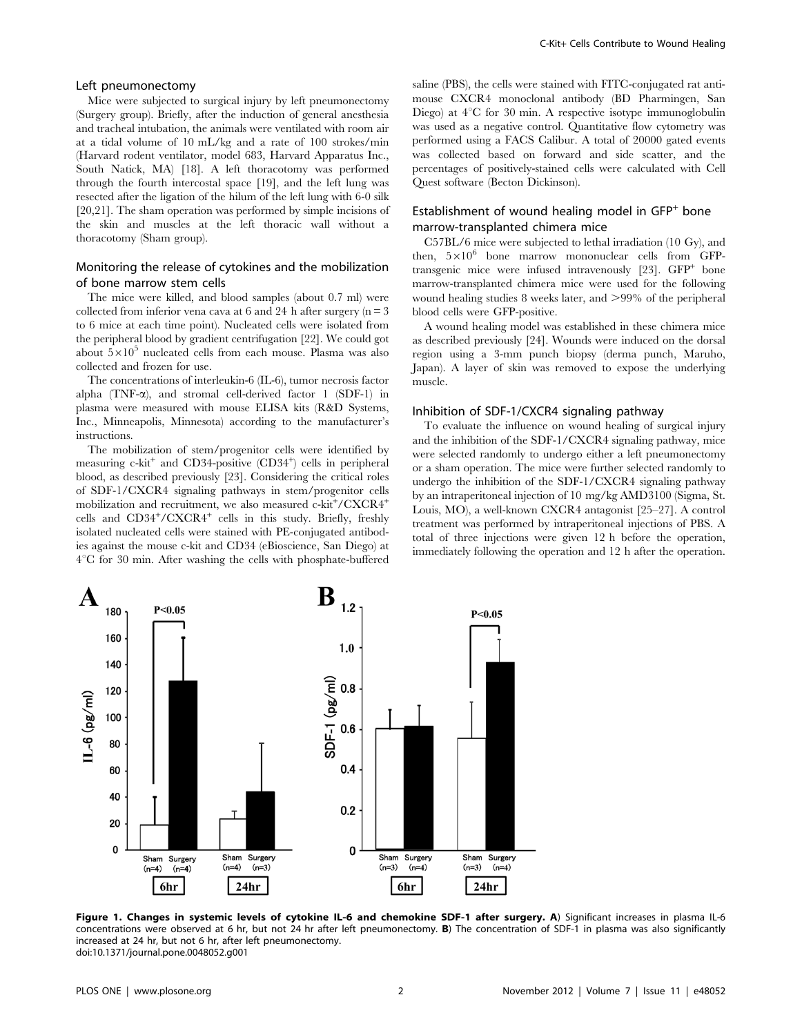### Left pneumonectomy

Mice were subjected to surgical injury by left pneumonectomy (Surgery group). Briefly, after the induction of general anesthesia and tracheal intubation, the animals were ventilated with room air at a tidal volume of 10 mL/kg and a rate of 100 strokes/min (Harvard rodent ventilator, model 683, Harvard Apparatus Inc., South Natick, MA) [18]. A left thoracotomy was performed through the fourth intercostal space [19], and the left lung was resected after the ligation of the hilum of the left lung with 6-0 silk [20,21]. The sham operation was performed by simple incisions of the skin and muscles at the left thoracic wall without a thoracotomy (Sham group).

### Monitoring the release of cytokines and the mobilization of bone marrow stem cells

The mice were killed, and blood samples (about 0.7 ml) were collected from inferior vena cava at 6 and 24 h after surgery (n = 3 to 6 mice at each time point). Nucleated cells were isolated from the peripheral blood by gradient centrifugation [22]. We could got about $5\times10^5$ nucleated cells from each mouse. Plasma was also collected and frozen for use.

The concentrations of interleukin-6 (IL-6), tumor necrosis factor alpha (TNF-α), and stromal cell-derived factor 1 (SDF-1) in plasma were measured with mouse ELISA kits (R&D Systems, Inc., Minneapolis, Minnesota) according to the manufacturer's instructions.

The mobilization of stem/progenitor cells were identified by measuring c-kit$^+$ and CD34-positive (CD34$^+$) cells in peripheral blood, as described previously [23]. Considering the critical roles of SDF-1/CXCR4 signaling pathways in stem/progenitor cells mobilization and recruitment, we also measured c-kit$^+$/CXCR4$^+$ cells and CD34$^+$/CXCR4$^+$ cells in this study. Briefly, freshly isolated nucleated cells were stained with PE-conjugated antibodies against the mouse c-kit and CD34 (eBioscience, San Diego) at 4°C for 30 min. After washing the cells with phosphate-buffered saline (PBS), the cells were stained with FITC-conjugated rat anti-mouse CXCR4 monoclonal antibody (BD Pharmingen, San Diego) at 4°C for 30 min. A respective isotype immunoglobulin was used as a negative control. Quantitative flow cytometry was performed using a FACS Calibur. A total of 20000 gated events was collected based on forward and side scatter, and the percentages of positively-stained cells were calculated with Cell Quest software (Becton Dickinson).

### Establishment of wound healing model in GFP$^+$ bone marrow-transplanted chimera mice

C57BL/6 mice were subjected to lethal irradiation (10 Gy), and then, $5\times10^6$ bone marrow mononuclear cells from GFP-transgenic mice were infused intravenously [23]. GFP$^+$ bone marrow-transplanted chimera mice were used for the following wound healing studies 8 weeks later, and >99% of the peripheral blood cells were GFP-positive.

A wound healing model was established in these chimera mice as described previously [24]. Wounds were induced on the dorsal region using a 3-mm punch biopsy (derma punch, Maruho, Japan). A layer of skin was removed to expose the underlying muscle.

### Inhibition of SDF-1/CXCR4 signaling pathway

To evaluate the influence on wound healing of surgical injury and the inhibition of the SDF-1/CXCR4 signaling pathway, mice were selected randomly to undergo either a left pneumonectomy or a sham operation. The mice were further selected randomly to undergo the inhibition of the SDF-1/CXCR4 signaling pathway by an intraperitoneal injection of 10 mg/kg AMD3100 (Sigma, St. Louis, MO), a well-known CXCR4 antagonist [25–27]. A control treatment was performed by intraperitoneal injections of PBS. A total of three injections were given 12 h before the operation, immediately following the operation and 12 h after the operation.

**Figure 1. Changes in systemic levels of cytokine IL-6 and chemokine SDF-1 after surgery. A**) Significant increases in plasma IL-6 concentrations were observed at 6 hr, but not 24 hr after left pneumonectomy. **B**) The concentration of SDF-1 in plasma was also significantly increased at 24 hr, but not 6 hr, after left pneumonectomy.
doi:10.1371/journal.pone.0048052.g001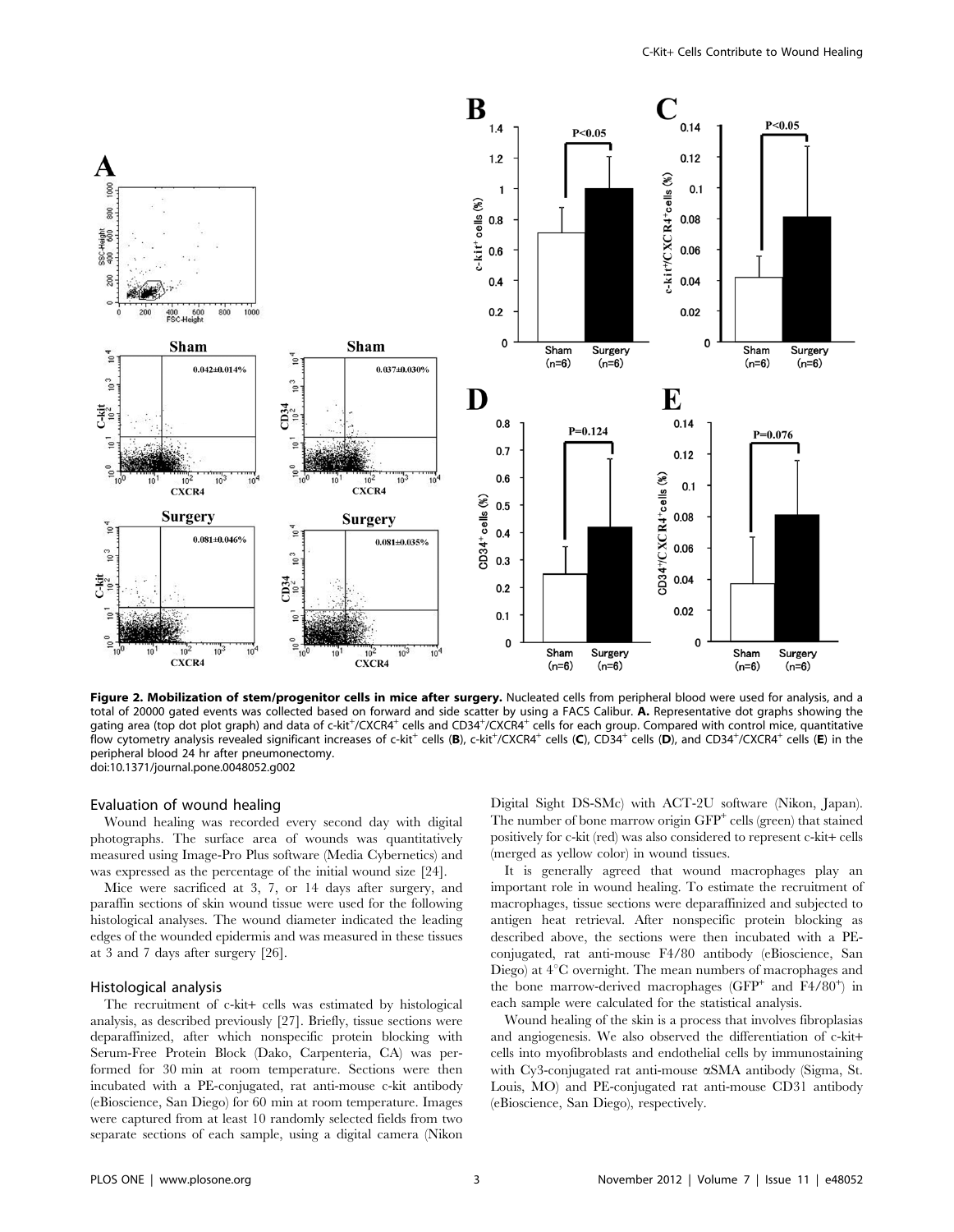**Figure 2. Mobilization of stem/progenitor cells in mice after surgery.** Nucleated cells from peripheral blood were used for analysis, and a total of 20000 gated events was collected based on forward and side scatter by using a FACS Calibur. **A.** Representative dot graphs showing the gating area (top dot plot graph) and data of c-kit+/CXCR4+ cells and CD34+/CXCR4+ cells for each group. Compared with control mice, quantitative flow cytometry analysis revealed significant increases of c-kit+ cells (**B**), c-kit+/CXCR4+ cells (**C**), CD34+ cells (**D**), and CD34+/CXCR4+ cells (**E**) in the peripheral blood 24 hr after pneumonectomy.
doi:10.1371/journal.pone.0048052.g002

### Evaluation of wound healing

Wound healing was recorded every second day with digital photographs. The surface area of wounds was quantitatively measured using Image-Pro Plus software (Media Cybernetics) and was expressed as the percentage of the initial wound size [24].

Mice were sacrificed at 3, 7, or 14 days after surgery, and paraffin sections of skin wound tissue were used for the following histological analyses. The wound diameter indicated the leading edges of the wounded epidermis and was measured in these tissues at 3 and 7 days after surgery [26].

### Histological analysis

The recruitment of c-kit+ cells was estimated by histological analysis, as described previously [27]. Briefly, tissue sections were deparaffinized, after which nonspecific protein blocking with Serum-Free Protein Block (Dako, Carpenteria, CA) was performed for 30 min at room temperature. Sections were then incubated with a PE-conjugated, rat anti-mouse c-kit antibody (eBioscience, San Diego) for 60 min at room temperature. Images were captured from at least 10 randomly selected fields from two separate sections of each sample, using a digital camera (Nikon Digital Sight DS-SMc) with ACT-2U software (Nikon, Japan). The number of bone marrow origin GFP+ cells (green) that stained positively for c-kit (red) was also considered to represent c-kit+ cells (merged as yellow color) in wound tissues.

It is generally agreed that wound macrophages play an important role in wound healing. To estimate the recruitment of macrophages, tissue sections were deparaffinized and subjected to antigen heat retrieval. After nonspecific protein blocking as described above, the sections were then incubated with a PE-conjugated, rat anti-mouse F4/80 antibody (eBioscience, San Diego) at 4°C overnight. The mean numbers of macrophages and the bone marrow-derived macrophages (GFP+ and F4/80+) in each sample were calculated for the statistical analysis.

Wound healing of the skin is a process that involves fibroplasias and angiogenesis. We also observed the differentiation of c-kit+ cells into myofibroblasts and endothelial cells by immunostaining with Cy3-conjugated rat anti-mouse αSMA antibody (Sigma, St. Louis, MO) and PE-conjugated rat anti-mouse CD31 antibody (eBioscience, San Diego), respectively.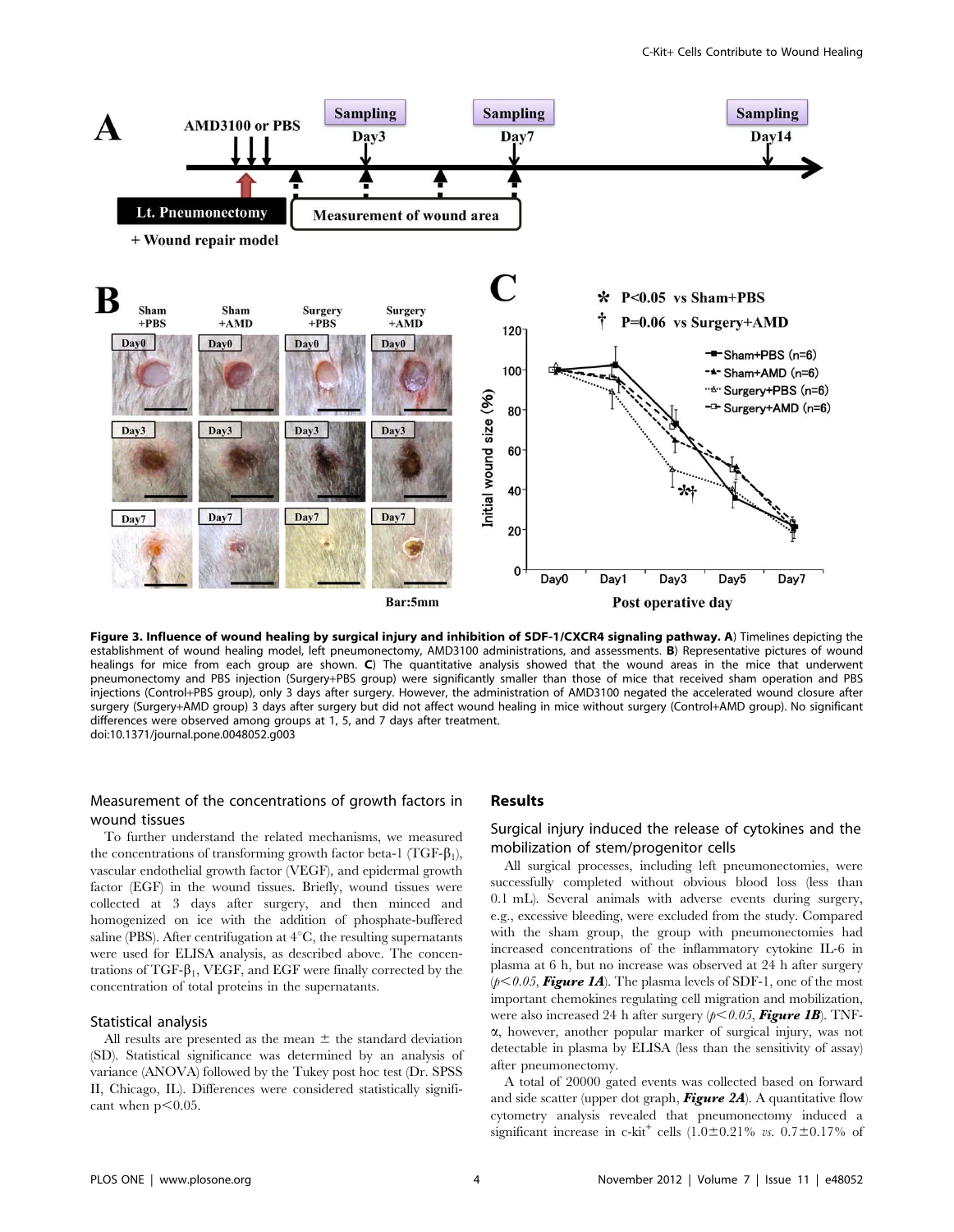**Figure 3. Influence of wound healing by surgical injury and inhibition of SDF-1/CXCR4 signaling pathway. A**) Timelines depicting the establishment of wound healing model, left pneumonectomy, AMD3100 administrations, and assessments. **B**) Representative pictures of wound healings for mice from each group are shown. **C**) The quantitative analysis showed that the wound areas in the mice that underwent pneumonectomy and PBS injection (Surgery+PBS group) were significantly smaller than those of mice that received sham operation and PBS injections (Control+PBS group), only 3 days after surgery. However, the administration of AMD3100 negated the accelerated wound closure after surgery (Surgery+AMD group) 3 days after surgery but did not affect wound healing in mice without surgery (Control+AMD group). No significant differences were observed among groups at 1, 5, and 7 days after treatment.
doi:10.1371/journal.pone.0048052.g003

### Measurement of the concentrations of growth factors in wound tissues

To further understand the related mechanisms, we measured the concentrations of transforming growth factor beta-1 (TGF-$\beta_1$), vascular endothelial growth factor (VEGF), and epidermal growth factor (EGF) in the wound tissues. Briefly, wound tissues were collected at 3 days after surgery, and then minced and homogenized on ice with the addition of phosphate-buffered saline (PBS). After centrifugation at 4°C, the resulting supernatants were used for ELISA analysis, as described above. The concentrations of TGF-$\beta_1$, VEGF, and EGF were finally corrected by the concentration of total proteins in the supernatants.

### Statistical analysis

All results are presented as the mean ± the standard deviation (SD). Statistical significance was determined by an analysis of variance (ANOVA) followed by the Tukey post hoc test (Dr. SPSS II, Chicago, IL). Differences were considered statistically significant when $p<0.05$.

## Results

### Surgical injury induced the release of cytokines and the mobilization of stem/progenitor cells

All surgical processes, including left pneumonectomies, were successfully completed without obvious blood loss (less than 0.1 mL). Several animals with adverse events during surgery, e.g., excessive bleeding, were excluded from the study. Compared with the sham group, the group with pneumonectomies had increased concentrations of the inflammatory cytokine IL-6 in plasma at 6 h, but no increase was observed at 24 h after surgery ($p<0.05$, ***Figure 1A***). The plasma levels of SDF-1, one of the most important chemokines regulating cell migration and mobilization, were also increased 24 h after surgery ($p<0.05$, ***Figure 1B***). TNF-α, however, another popular marker of surgical injury, was not detectable in plasma by ELISA (less than the sensitivity of assay) after pneumonectomy.

A total of 20000 gated events was collected based on forward and side scatter (upper dot graph, ***Figure 2A***). A quantitative flow cytometry analysis revealed that pneumonectomy induced a significant increase in c-kit$^+$ cells (1.0±0.21% *vs.* 0.7±0.17% of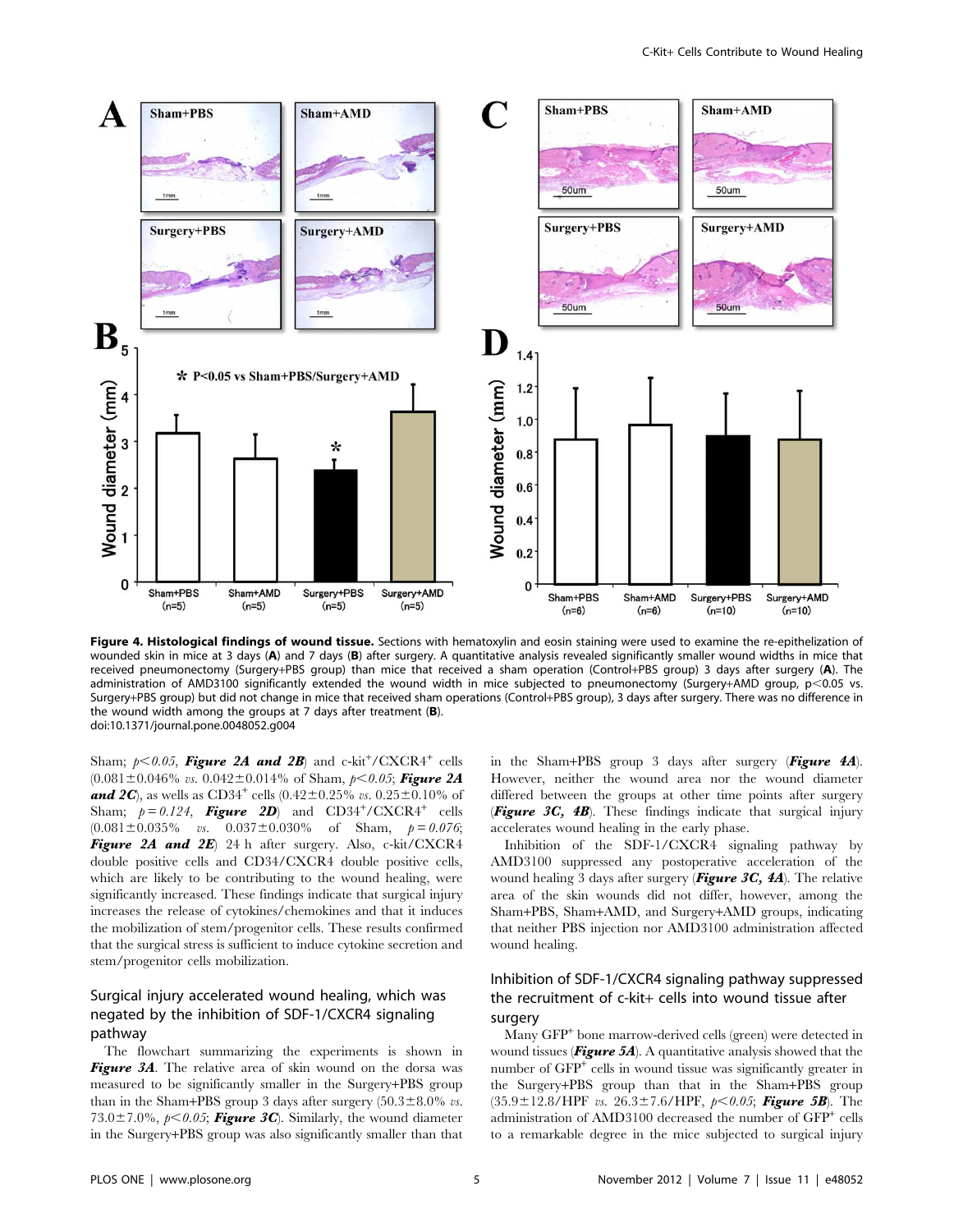**Figure 4. Histological findings of wound tissue.** Sections with hematoxylin and eosin staining were used to examine the re-epithelization of wounded skin in mice at 3 days (**A**) and 7 days (**B**) after surgery. A quantitative analysis revealed significantly smaller wound widths in mice that received pneumonectomy (Surgery+PBS group) than mice that received a sham operation (Control+PBS group) 3 days after surgery (**A**). The administration of AMD3100 significantly extended the wound width in mice subjected to pneumonectomy (Surgery+AMD group, $p<0.05$ vs. Surgery+PBS group) but did not change in mice that received sham operations (Control+PBS group), 3 days after surgery. There was no difference in the wound width among the groups at 7 days after treatment (**B**).
doi:10.1371/journal.pone.0048052.g004

Sham; $p<0.05$, ***Figure 2A and 2B***) and c-kit$^{+}$/CXCR4$^{+}$ cells ($0.081\pm0.046\%$ *vs.* $0.042\pm0.014\%$ of Sham, $p<0.05$; ***Figure 2A and 2C***), as wells as CD34$^{+}$ cells ($0.42\pm0.25\%$ *vs.* $0.25\pm0.10\%$ of Sham; $p=0.124$, ***Figure 2D***) and CD34$^{+}$/CXCR4$^{+}$ cells ($0.081\pm0.035\%$ *vs.* $0.037\pm0.030\%$ of Sham, $p=0.076$; ***Figure 2A and 2E***) 24 h after surgery. Also, c-kit/CXCR4 double positive cells and CD34/CXCR4 double positive cells, which are likely to be contributing to the wound healing, were significantly increased. These findings indicate that surgical injury increases the release of cytokines/chemokines and that it induces the mobilization of stem/progenitor cells. These results confirmed that the surgical stress is sufficient to induce cytokine secretion and stem/progenitor cells mobilization.

## Surgical injury accelerated wound healing, which was negated by the inhibition of SDF-1/CXCR4 signaling pathway

The flowchart summarizing the experiments is shown in ***Figure 3A***. The relative area of skin wound on the dorsa was measured to be significantly smaller in the Surgery+PBS group than in the Sham+PBS group 3 days after surgery ($50.3\pm8.0\%$ *vs.* $73.0\pm7.0\%$, $p<0.05$; ***Figure 3C***). Similarly, the wound diameter in the Surgery+PBS group was also significantly smaller than that in the Sham+PBS group 3 days after surgery (***Figure 4A***). However, neither the wound area nor the wound diameter differed between the groups at other time points after surgery (***Figure 3C, 4B***). These findings indicate that surgical injury accelerates wound healing in the early phase.

Inhibition of the SDF-1/CXCR4 signaling pathway by AMD3100 suppressed any postoperative acceleration of the wound healing 3 days after surgery (***Figure 3C, 4A***). The relative area of the skin wounds did not differ, however, among the Sham+PBS, Sham+AMD, and Surgery+AMD groups, indicating that neither PBS injection nor AMD3100 administration affected wound healing.

## Inhibition of SDF-1/CXCR4 signaling pathway suppressed the recruitment of c-kit+ cells into wound tissue after surgery

Many GFP$^{+}$ bone marrow-derived cells (green) were detected in wound tissues (***Figure 5A***). A quantitative analysis showed that the number of GFP$^{+}$ cells in wound tissue was significantly greater in the Surgery+PBS group than in the Sham+PBS group ($35.9\pm12.8$/HPF *vs.* $26.3\pm7.6$/HPF, $p<0.05$; ***Figure 5B***). The administration of AMD3100 decreased the number of GFP$^{+}$ cells to a remarkable degree in the mice subjected to surgical injury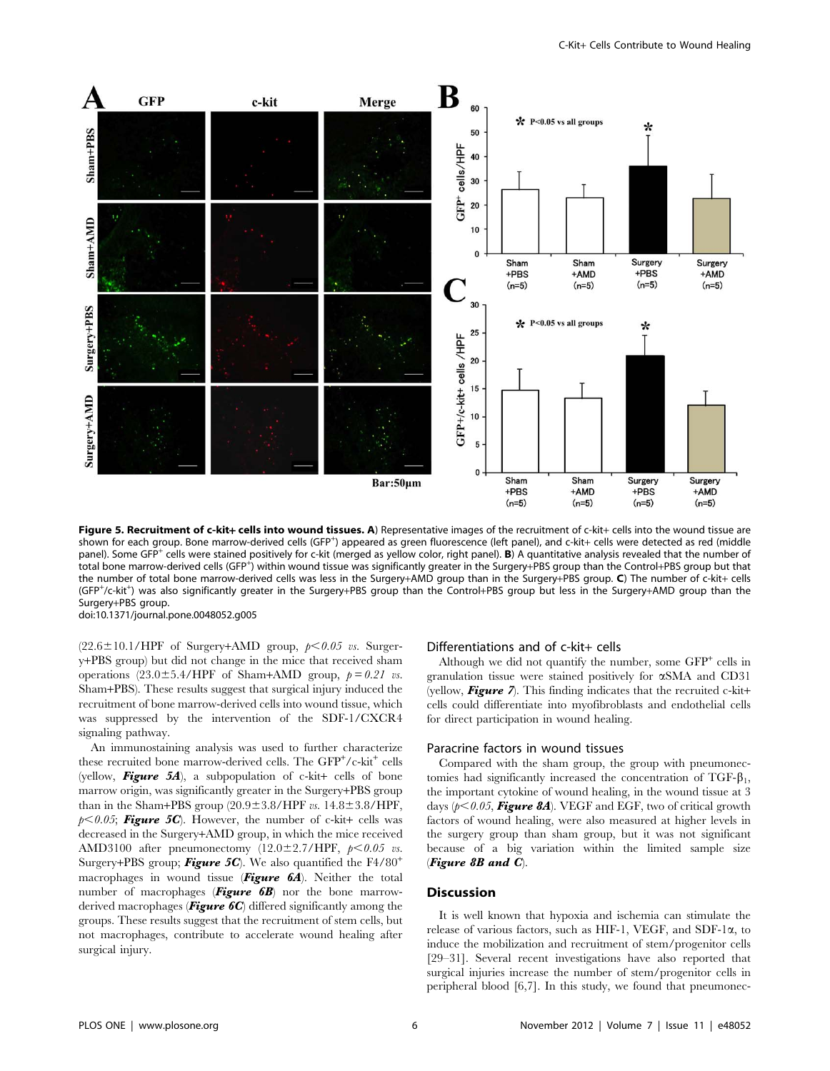**Figure 5. Recruitment of c-kit+ cells into wound tissues. A**) Representative images of the recruitment of c-kit+ cells into the wound tissue are shown for each group. Bone marrow-derived cells ($GFP^+$) appeared as green fluorescence (left panel), and c-kit+ cells were detected as red (middle panel). Some $GFP^+$ cells were stained positively for c-kit (merged as yellow color, right panel). **B**) A quantitative analysis revealed that the number of total bone marrow-derived cells ($GFP^+$) within wound tissue was significantly greater in the Surgery+PBS group than the Control+PBS group but that the number of total bone marrow-derived cells was less in the Surgery+AMD group than in the Surgery+PBS group. **C**) The number of c-kit+ cells ($GFP^+$/c-$kit^+$) was also significantly greater in the Surgery+PBS group than the Control+PBS group but less in the Surgery+AMD group than the Surgery+PBS group.

doi:10.1371/journal.pone.0048052.g005

(22.6±10.1/HPF of Surgery+AMD group, $p<0.05$ *vs.* Surgery+PBS group) but did not change in the mice that received sham operations (23.0±5.4/HPF of Sham+AMD group, $p=0.21$ *vs.* Sham+PBS). These results suggest that surgical injury induced the recruitment of bone marrow-derived cells into wound tissue, which was suppressed by the intervention of the SDF-1/CXCR4 signaling pathway.

An immunostaining analysis was used to further characterize these recruited bone marrow-derived cells. The $GFP^+$/c-$kit^+$ cells (yellow, ***Figure 5A***), a subpopulation of c-kit+ cells of bone marrow origin, was significantly greater in the Surgery+PBS group than in the Sham+PBS group (20.9±3.8/HPF *vs.* 14.8±3.8/HPF, $p<0.05$; ***Figure 5C***). However, the number of c-kit+ cells was decreased in the Surgery+AMD group, in which the mice received AMD3100 after pneumonectomy (12.0±2.7/HPF, $p<0.05$ *vs.* Surgery+PBS group; ***Figure 5C***). We also quantified the $F4/80^+$ macrophages in wound tissue (***Figure 6A***). Neither the total number of macrophages (***Figure 6B***) nor the bone marrow-derived macrophages (***Figure 6C***) differed significantly among the groups. These results suggest that the recruitment of stem cells, but not macrophages, contribute to accelerate wound healing after surgical injury.

### Differentiations and of c-kit+ cells

Although we did not quantify the number, some $GFP^+$ cells in granulation tissue were stained positively for αSMA and CD31 (yellow, ***Figure 7***). This finding indicates that the recruited c-kit+ cells could differentiate into myofibroblasts and endothelial cells for direct participation in wound healing.

### Paracrine factors in wound tissues

Compared with the sham group, the group with pneumonectomies had significantly increased the concentration of TGF-$\beta_1$, the important cytokine of wound healing, in the wound tissue at 3 days ($p<0.05$, ***Figure 8A***). VEGF and EGF, two of critical growth factors of wound healing, were also measured at higher levels in the surgery group than sham group, but it was not significant because of a big variation within the limited sample size (***Figure 8B and C***).

## Discussion

It is well known that hypoxia and ischemia can stimulate the release of various factors, such as HIF-1, VEGF, and SDF-1α, to induce the mobilization and recruitment of stem/progenitor cells [29–31]. Several recent investigations have also reported that surgical injuries increase the number of stem/progenitor cells in peripheral blood [6,7]. In this study, we found that pneumonec-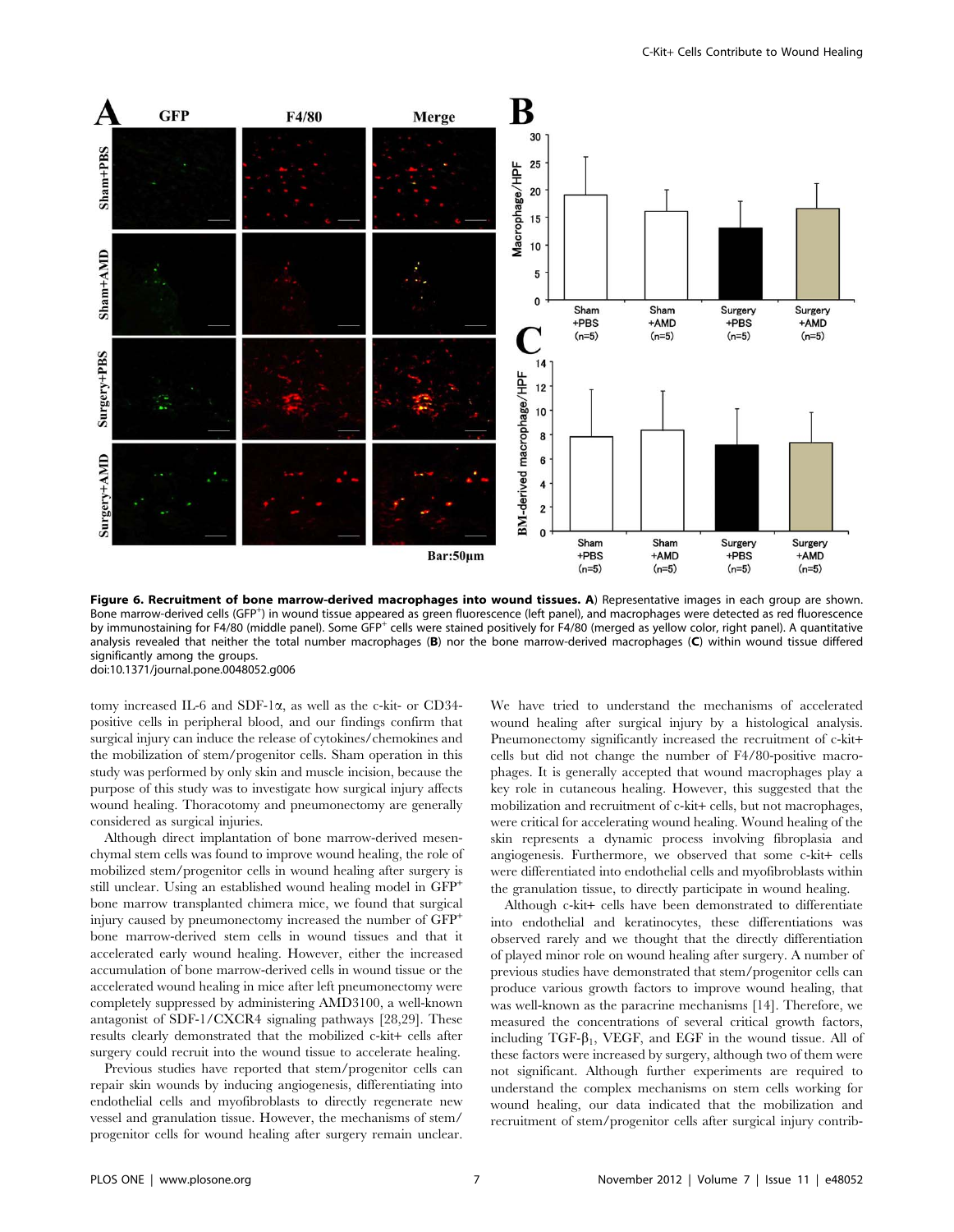**Figure 6. Recruitment of bone marrow-derived macrophages into wound tissues. A**) Representative images in each group are shown. Bone marrow-derived cells ($GFP^{+}$) in wound tissue appeared as green fluorescence (left panel), and macrophages were detected as red fluorescence by immunostaining for F4/80 (middle panel). Some $GFP^{+}$ cells were stained positively for F4/80 (merged as yellow color, right panel). A quantitative analysis revealed that neither the total number macrophages (**B**) nor the bone marrow-derived macrophages (**C**) within wound tissue differed significantly among the groups.
doi:10.1371/journal.pone.0048052.g006

tomy increased IL-6 and SDF-1α, as well as the c-kit- or CD34-positive cells in peripheral blood, and our findings confirm that surgical injury can induce the release of cytokines/chemokines and the mobilization of stem/progenitor cells. Sham operation in this study was performed by only skin and muscle incision, because the purpose of this study was to investigate how surgical injury affects wound healing. Thoracotomy and pneumonectomy are generally considered as surgical injuries.

Although direct implantation of bone marrow-derived mesenchymal stem cells was found to improve wound healing, the role of mobilized stem/progenitor cells in wound healing after surgery is still unclear. Using an established wound healing model in $GFP^{+}$ bone marrow transplanted chimera mice, we found that surgical injury caused by pneumonectomy increased the number of $GFP^{+}$ bone marrow-derived stem cells in wound tissues and that it accelerated early wound healing. However, either the increased accumulation of bone marrow-derived cells in wound tissue or the accelerated wound healing in mice after left pneumonectomy were completely suppressed by administering AMD3100, a well-known antagonist of SDF-1/CXCR4 signaling pathways [28,29]. These results clearly demonstrated that the mobilized c-kit+ cells after surgery could recruit into the wound tissue to accelerate healing.

Previous studies have reported that stem/progenitor cells can repair skin wounds by inducing angiogenesis, differentiating into endothelial cells and myofibroblasts to directly regenerate new vessel and granulation tissue. However, the mechanisms of stem/progenitor cells for wound healing after surgery remain unclear. We have tried to understand the mechanisms of accelerated wound healing after surgical injury by a histological analysis. Pneumonectomy significantly increased the recruitment of c-kit+ cells but did not change the number of F4/80-positive macrophages. It is generally accepted that wound macrophages play a key role in cutaneous healing. However, this suggested that the mobilization and recruitment of c-kit+ cells, but not macrophages, were critical for accelerating wound healing. Wound healing of the skin represents a dynamic process involving fibroplasia and angiogenesis. Furthermore, we observed that some c-kit+ cells were differentiated into endothelial cells and myofibroblasts within the granulation tissue, to directly participate in wound healing.

Although c-kit+ cells have been demonstrated to differentiate into endothelial and keratinocytes, these differentiations was observed rarely and we thought that the directly differentiation of played minor role on wound healing after surgery. A number of previous studies have demonstrated that stem/progenitor cells can produce various growth factors to improve wound healing, that was well-known as the paracrine mechanisms [14]. Therefore, we measured the concentrations of several critical growth factors, including TGF-$\beta_1$, VEGF, and EGF in the wound tissue. All of these factors were increased by surgery, although two of them were not significant. Although further experiments are required to understand the complex mechanisms on stem cells working for wound healing, our data indicated that the mobilization and recruitment of stem/progenitor cells after surgical injury contrib-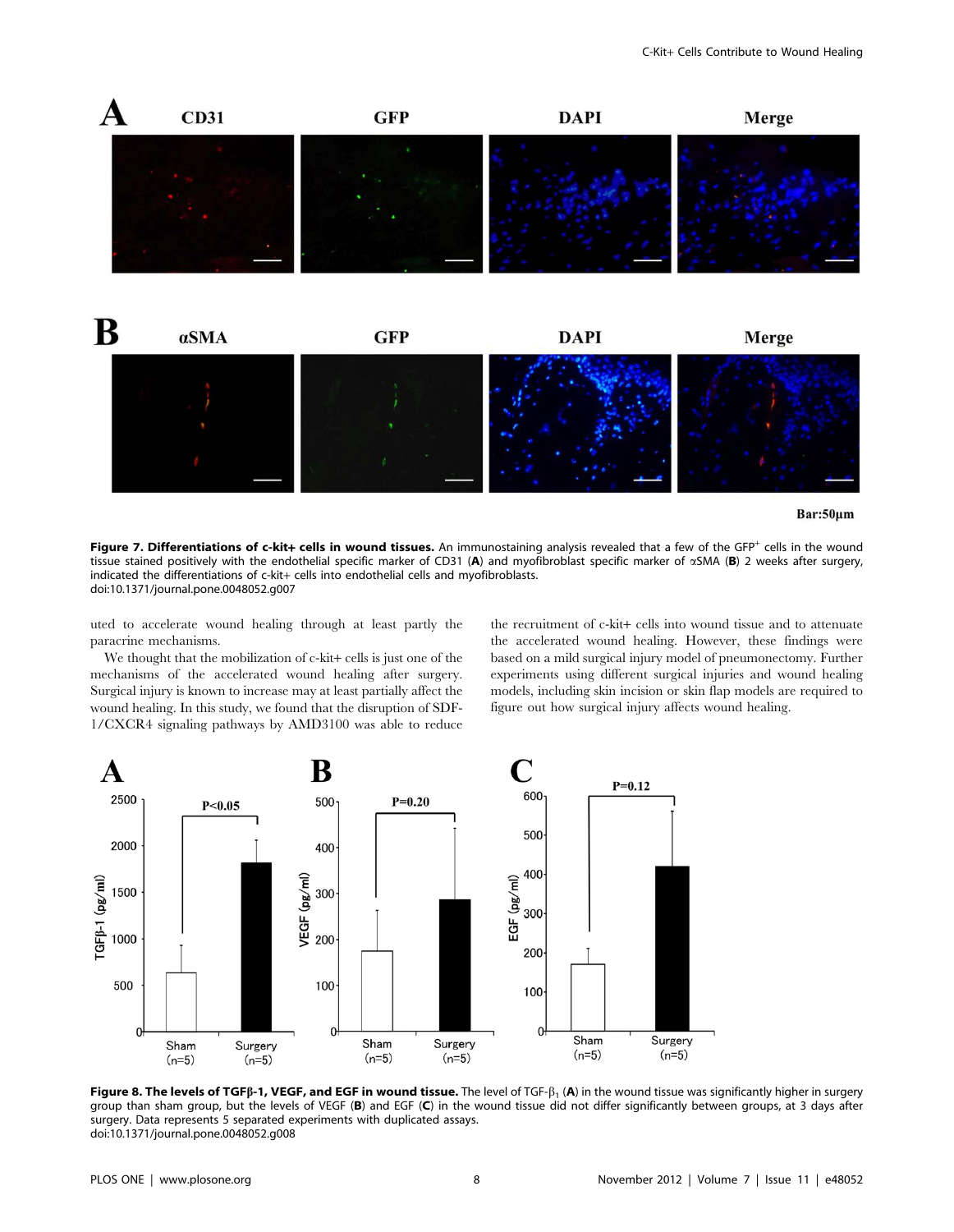**Figure 7. Differentiations of c-kit+ cells in wound tissues.** An immunostaining analysis revealed that a few of the $GFP^{+}$ cells in the wound tissue stained positively with the endothelial specific marker of CD31 (**A**) and myofibroblast specific marker of αSMA (**B**) 2 weeks after surgery, indicated the differentiations of c-kit+ cells into endothelial cells and myofibroblasts.
doi:10.1371/journal.pone.0048052.g007

uted to accelerate wound healing through at least partly the paracrine mechanisms.

We thought that the mobilization of c-kit+ cells is just one of the mechanisms of the accelerated wound healing after surgery. Surgical injury is known to increase may at least partially affect the wound healing. In this study, we found that the disruption of SDF-1/CXCR4 signaling pathways by AMD3100 was able to reduce the recruitment of c-kit+ cells into wound tissue and to attenuate the accelerated wound healing. However, these findings were based on a mild surgical injury model of pneumonectomy. Further experiments using different surgical injuries and wound healing models, including skin incision or skin flap models are required to figure out how surgical injury affects wound healing.

**Figure 8. The levels of TGFβ-1, VEGF, and EGF in wound tissue.** The level of TGF-$\beta_1$ (**A**) in the wound tissue was significantly higher in surgery group than sham group, but the levels of VEGF (**B**) and EGF (**C**) in the wound tissue did not differ significantly between groups, at 3 days after surgery. Data represents 5 separated experiments with duplicated assays.
doi:10.1371/journal.pone.0048052.g008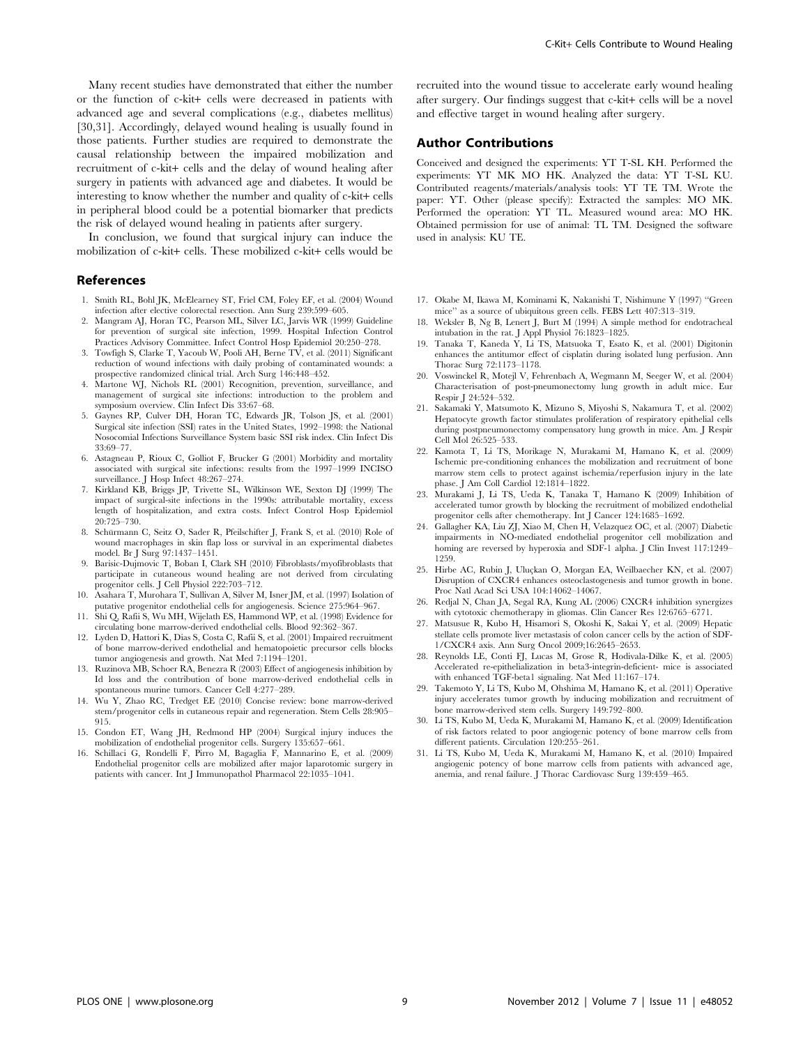Many recent studies have demonstrated that either the number or the function of c-kit+ cells were decreased in patients with advanced age and several complications (e.g., diabetes mellitus) [30,31]. Accordingly, delayed wound healing is usually found in those patients. Further studies are required to demonstrate the causal relationship between the impaired mobilization and recruitment of c-kit+ cells and the delay of wound healing after surgery in patients with advanced age and diabetes. It would be interesting to know whether the number and quality of c-kit+ cells in peripheral blood could be a potential biomarker that predicts the risk of delayed wound healing in patients after surgery.

In conclusion, we found that surgical injury can induce the mobilization of c-kit+ cells. These mobilized c-kit+ cells would be recruited into the wound tissue to accelerate early wound healing after surgery. Our findings suggest that c-kit+ cells will be a novel and effective target in wound healing after surgery.

## Author Contributions

Conceived and designed the experiments: YT T-SL KH. Performed the experiments: YT MK MO HK. Analyzed the data: YT T-SL KU. Contributed reagents/materials/analysis tools: YT TE TM. Wrote the paper: YT. Other (please specify): Extracted the samples: MO MK. Performed the operation: YT TL. Measured wound area: MO HK. Obtained permission for use of animal: TL TM. Designed the software used in analysis: KU TE.

## References

1. Smith RL, Bohl JK, McElearney ST, Friel CM, Foley EF, et al. (2004) Wound infection after elective colorectal resection. Ann Surg 239:599–605.
2. Mangram AJ, Horan TC, Pearson ML, Silver LC, Jarvis WR (1999) Guideline for prevention of surgical site infection, 1999. Hospital Infection Control Practices Advisory Committee. Infect Control Hosp Epidemiol 20:250–278.
3. Towfigh S, Clarke T, Yacoub W, Pooli AH, Berne TV, et al. (2011) Significant reduction of wound infections with daily probing of contaminated wounds: a prospective randomized clinical trial. Arch Surg 146:448–452.
4. Martone WJ, Nichols RL (2001) Recognition, prevention, surveillance, and management of surgical site infections: introduction to the problem and symposium overview. Clin Infect Dis 33:67–68.
5. Gaynes RP, Culver DH, Horan TC, Edwards JR, Tolson JS, et al. (2001) Surgical site infection (SSI) rates in the United States, 1992–1998: the National Nosocomial Infections Surveillance System basic SSI risk index. Clin Infect Dis 33:69–77.
6. Astagneau P, Rioux C, Golliot F, Brucker G (2001) Morbidity and mortality associated with surgical site infections: results from the 1997–1999 INCISO surveillance. J Hosp Infect 48:267–274.
7. Kirkland KB, Briggs JP, Trivette SL, Wilkinson WE, Sexton DJ (1999) The impact of surgical-site infections in the 1990s: attributable mortality, excess length of hospitalization, and extra costs. Infect Control Hosp Epidemiol 20:725–730.
8. Schürmann C, Seitz O, Sader R, Pfeilschifter J, Frank S, et al. (2010) Role of wound macrophages in skin flap loss or survival in an experimental diabetes model. Br J Surg 97:1437–1451.
9. Barisic-Dujmovic T, Boban I, Clark SH (2010) Fibroblasts/myofibroblasts that participate in cutaneous wound healing are not derived from circulating progenitor cells. J Cell Physiol 222:703–712.
10. Asahara T, Murohara T, Sullivan A, Silver M, Isner JM, et al. (1997) Isolation of putative progenitor endothelial cells for angiogenesis. Science 275:964–967.
11. Shi Q, Rafii S, Wu MH, Wijelath ES, Hammond WP, et al. (1998) Evidence for circulating bone marrow-derived endothelial cells. Blood 92:362–367.
12. Lyden D, Hattori K, Dias S, Costa C, Rafii S, et al. (2001) Impaired recruitment of bone marrow-derived endothelial and hematopoietic precursor cells blocks tumor angiogenesis and growth. Nat Med 7:1194–1201.
13. Ruzinova MB, Schoer RA, Benezra R (2003) Effect of angiogenesis inhibition by Id loss and the contribution of bone marrow-derived endothelial cells in spontaneous murine tumors. Cancer Cell 4:277–289.
14. Wu Y, Zhao RC, Tredget EE (2010) Concise review: bone marrow-derived stem/progenitor cells in cutaneous repair and regeneration. Stem Cells 28:905–915.
15. Condon ET, Wang JH, Redmond HP (2004) Surgical injury induces the mobilization of endothelial progenitor cells. Surgery 135:657–661.
16. Schillaci G, Rondelli F, Pirro M, Bagaglia F, Mannarino E, et al. (2009) Endothelial progenitor cells are mobilized after major laparotomic surgery in patients with cancer. Int J Immunopathol Pharmacol 22:1035–1041.
17. Okabe M, Ikawa M, Kominami K, Nakanishi T, Nishimune Y (1997) "Green mice" as a source of ubiquitous green cells. FEBS Lett 407:313–319.
18. Weksler B, Ng B, Lenert J, Burt M (1994) A simple method for endotracheal intubation in the rat. J Appl Physiol 76:1823–1825.
19. Tanaka T, Kaneda Y, Li TS, Matsuoka T, Esato K, et al. (2001) Digitonin enhances the antitumor effect of cisplatin during isolated lung perfusion. Ann Thorac Surg 72:1173–1178.
20. Voswinckel R, Motejl V, Fehrenbach A, Wegmann M, Seeger W, et al. (2004) Characterisation of post-pneumonectomy lung growth in adult mice. Eur Respir J 24:524–532.
21. Sakamaki Y, Matsumoto K, Mizuno S, Miyoshi S, Nakamura T, et al. (2002) Hepatocyte growth factor stimulates proliferation of respiratory epithelial cells during postpneumonectomy compensatory lung growth in mice. Am. J Respir Cell Mol 26:525–533.
22. Kamota T, Li TS, Morikage N, Murakami M, Hamano K, et al. (2009) Ischemic pre-conditioning enhances the mobilization and recruitment of bone marrow stem cells to protect against ischemia/reperfusion injury in the late phase. J Am Coll Cardiol 12:1814–1822.
23. Murakami J, Li TS, Ueda K, Tanaka T, Hamano K (2009) Inhibition of accelerated tumor growth by blocking the recruitment of mobilized endothelial progenitor cells after chemotherapy. Int J Cancer 124:1685–1692.
24. Gallagher KA, Liu ZJ, Xiao M, Chen H, Velazquez OC, et al. (2007) Diabetic impairments in NO-mediated endothelial progenitor cell mobilization and homing are reversed by hyperoxia and SDF-1 alpha. J Clin Invest 117:1249–1259.
25. Hirbe AC, Rubin J, Uluçkan O, Morgan EA, Weilbaecher KN, et al. (2007) Disruption of CXCR4 enhances osteoclastogenesis and tumor growth in bone. Proc Natl Acad Sci USA 104:14062–14067.
26. Redjal N, Chan JA, Segal RA, Kung AL (2006) CXCR4 inhibition synergizes with cytotoxic chemotherapy in gliomas. Clin Cancer Res 12:6765–6771.
27. Matsusue R, Kubo H, Hisamori S, Okoshi K, Sakai Y, et al. (2009) Hepatic stellate cells promote liver metastasis of colon cancer cells by the action of SDF-1/CXCR4 axis. Ann Surg Oncol 2009;16:2645–2653.
28. Reynolds LE, Conti FJ, Lucas M, Grose R, Hodivala-Dilke K, et al. (2005) Accelerated re-epithelialization in beta3-integrin-deficient- mice is associated with enhanced TGF-beta1 signaling. Nat Med 11:167–174.
29. Takemoto Y, Li TS, Kubo M, Ohshima M, Hamano K, et al. (2011) Operative injury accelerates tumor growth by inducing mobilization and recruitment of bone marrow-derived stem cells. Surgery 149:792–800.
30. Li TS, Kubo M, Ueda K, Murakami M, Hamano K, et al. (2009) Identification of risk factors related to poor angiogenic potency of bone marrow cells from different patients. Circulation 120:255–261.
31. Li TS, Kubo M, Ueda K, Murakami M, Hamano K, et al. (2010) Impaired angiogenic potency of bone marrow cells from patients with advanced age, anemia, and renal failure. J Thorac Cardiovasc Surg 139:459–465.